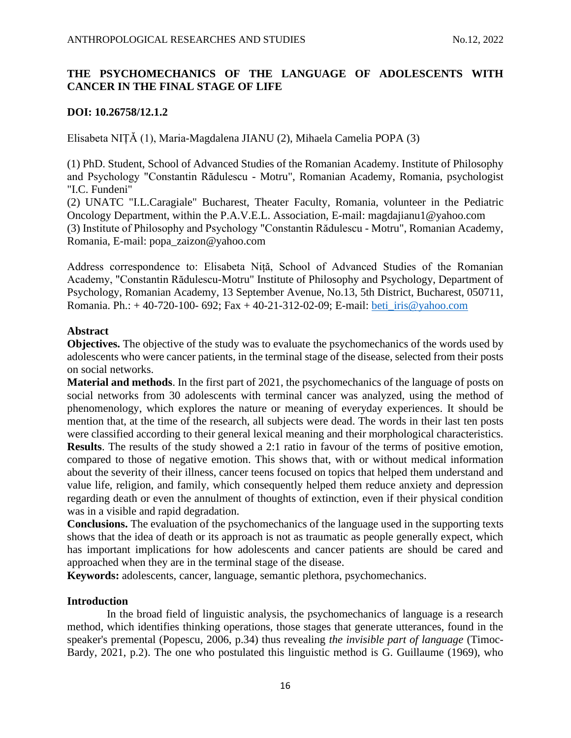# THE PSYCHOMECHANICS OF THE LANGUAGE OF ADOLESCENTS WITH CANCER IN THE FINAL STAGE OF LIFE

**DOI: 10.26758/12.1.2**

Elisabeta NIȚĂ (1), Maria-Magdalena JIANU (2), Mihaela Camelia POPA (3)

(1) PhD. Student, School of Advanced Studies of the Romanian Academy. Institute of Philosophy and Psychology "Constantin Rădulescu - Motru", Romanian Academy, Romania, psychologist "I.C. Fundeni"
(2) UNATC "I.L.Caragiale" Bucharest, Theater Faculty, Romania, volunteer in the Pediatric Oncology Department, within the P.A.V.E.L. Association, E-mail: magdajianu1@yahoo.com
(3) Institute of Philosophy and Psychology "Constantin Rădulescu - Motru", Romanian Academy, Romania, E-mail: popa_zaizon@yahoo.com

Address correspondence to: Elisabeta Niță, School of Advanced Studies of the Romanian Academy, "Constantin Rădulescu-Motru" Institute of Philosophy and Psychology, Department of Psychology, Romanian Academy, 13 September Avenue, No.13, 5th District, Bucharest, 050711, Romania. Ph.: + 40-720-100- 692; Fax + 40-21-312-02-09; E-mail: beti_iris@yahoo.com

## Abstract

**Objectives.** The objective of the study was to evaluate the psychomechanics of the words used by adolescents who were cancer patients, in the terminal stage of the disease, selected from their posts on social networks.

**Material and methods**. In the first part of 2021, the psychomechanics of the language of posts on social networks from 30 adolescents with terminal cancer was analyzed, using the method of phenomenology, which explores the nature or meaning of everyday experiences. It should be mention that, at the time of the research, all subjects were dead. The words in their last ten posts were classified according to their general lexical meaning and their morphological characteristics.

**Results**. The results of the study showed a 2:1 ratio in favour of the terms of positive emotion, compared to those of negative emotion. This shows that, with or without medical information about the severity of their illness, cancer teens focused on topics that helped them understand and value life, religion, and family, which consequently helped them reduce anxiety and depression regarding death or even the annulment of thoughts of extinction, even if their physical condition was in a visible and rapid degradation.

**Conclusions.** The evaluation of the psychomechanics of the language used in the supporting texts shows that the idea of death or its approach is not as traumatic as people generally expect, which has important implications for how adolescents and cancer patients are should be cared and approached when they are in the terminal stage of the disease.

**Keywords:** adolescents, cancer, language, semantic plethora, psychomechanics.

## Introduction

In the broad field of linguistic analysis, the psychomechanics of language is a research method, which identifies thinking operations, those stages that generate utterances, found in the speaker's premental (Popescu, 2006, p.34) thus revealing *the invisible part of language* (Timoc-Bardy, 2021, p.2). The one who postulated this linguistic method is G. Guillaume (1969), who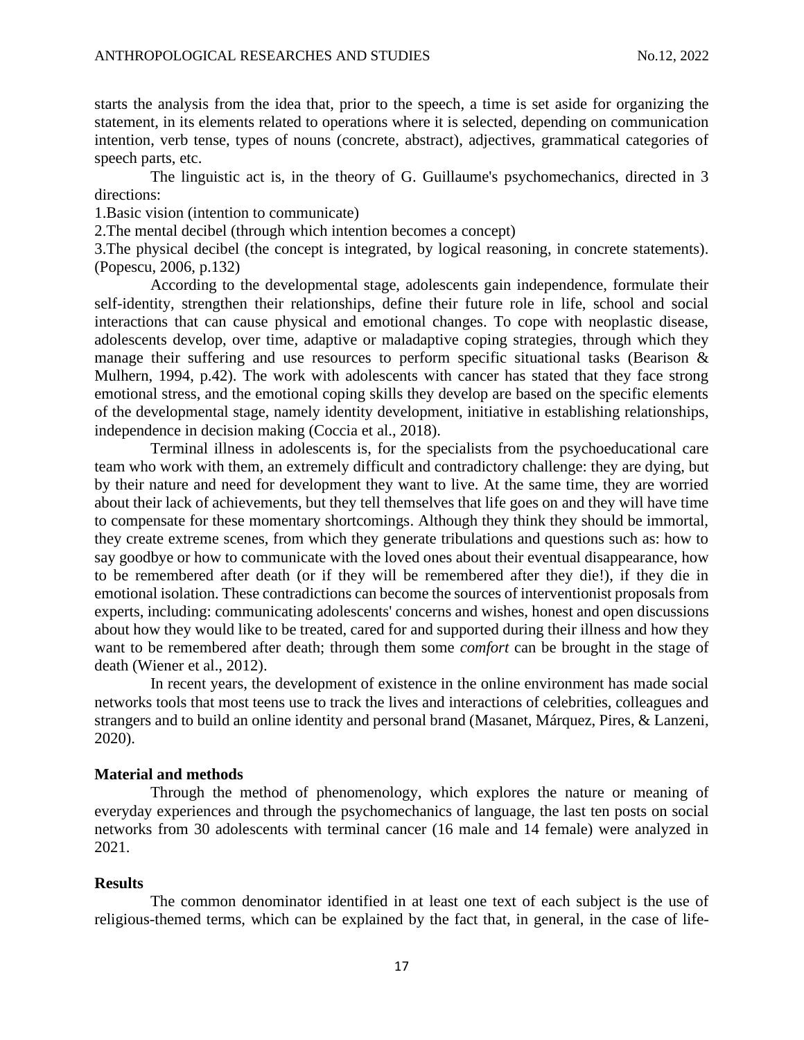starts the analysis from the idea that, prior to the speech, a time is set aside for organizing the statement, in its elements related to operations where it is selected, depending on communication intention, verb tense, types of nouns (concrete, abstract), adjectives, grammatical categories of speech parts, etc.

The linguistic act is, in the theory of G. Guillaume's psychomechanics, directed in 3 directions:

1.Basic vision (intention to communicate)

2.The mental decibel (through which intention becomes a concept)

3.The physical decibel (the concept is integrated, by logical reasoning, in concrete statements). (Popescu, 2006, p.132)

According to the developmental stage, adolescents gain independence, formulate their self-identity, strengthen their relationships, define their future role in life, school and social interactions that can cause physical and emotional changes. To cope with neoplastic disease, adolescents develop, over time, adaptive or maladaptive coping strategies, through which they manage their suffering and use resources to perform specific situational tasks (Bearison & Mulhern, 1994, p.42). The work with adolescents with cancer has stated that they face strong emotional stress, and the emotional coping skills they develop are based on the specific elements of the developmental stage, namely identity development, initiative in establishing relationships, independence in decision making (Coccia et al., 2018).

Terminal illness in adolescents is, for the specialists from the psychoeducational care team who work with them, an extremely difficult and contradictory challenge: they are dying, but by their nature and need for development they want to live. At the same time, they are worried about their lack of achievements, but they tell themselves that life goes on and they will have time to compensate for these momentary shortcomings. Although they think they should be immortal, they create extreme scenes, from which they generate tribulations and questions such as: how to say goodbye or how to communicate with the loved ones about their eventual disappearance, how to be remembered after death (or if they will be remembered after they die!), if they die in emotional isolation. These contradictions can become the sources of interventionist proposals from experts, including: communicating adolescents' concerns and wishes, honest and open discussions about how they would like to be treated, cared for and supported during their illness and how they want to be remembered after death; through them some *comfort* can be brought in the stage of death (Wiener et al., 2012).

In recent years, the development of existence in the online environment has made social networks tools that most teens use to track the lives and interactions of celebrities, colleagues and strangers and to build an online identity and personal brand (Masanet, Márquez, Pires, & Lanzeni, 2020).

**Material and methods**

Through the method of phenomenology, which explores the nature or meaning of everyday experiences and through the psychomechanics of language, the last ten posts on social networks from 30 adolescents with terminal cancer (16 male and 14 female) were analyzed in 2021.

**Results**

The common denominator identified in at least one text of each subject is the use of religious-themed terms, which can be explained by the fact that, in general, in the case of life-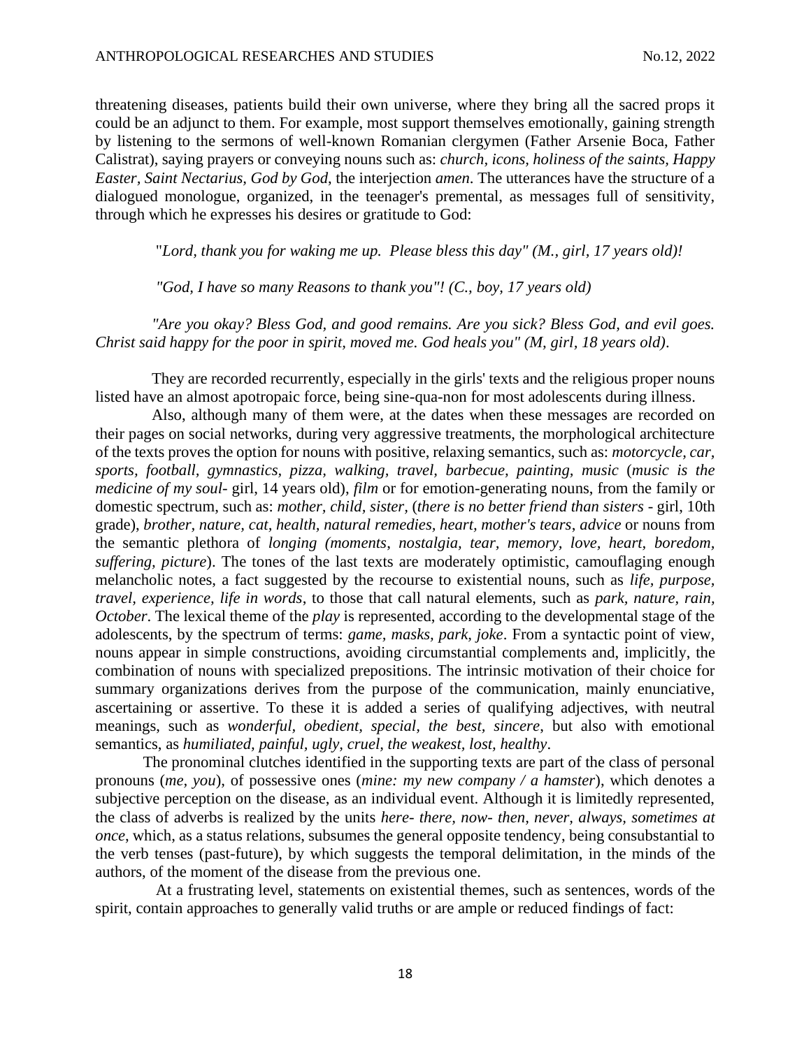threatening diseases, patients build their own universe, where they bring all the sacred props it could be an adjunct to them. For example, most support themselves emotionally, gaining strength by listening to the sermons of well-known Romanian clergymen (Father Arsenie Boca, Father Calistrat), saying prayers or conveying nouns such as: *church, icons, holiness of the saints, Happy Easter, Saint Nectarius, God by God*, the interjection *amen*. The utterances have the structure of a dialogued monologue, organized, in the teenager's premental, as messages full of sensitivity, through which he expresses his desires or gratitude to God:

"*Lord, thank you for waking me up. Please bless this day" (M., girl, 17 years old)!*

*"God, I have so many Reasons to thank you"! (C., boy, 17 years old)*

*"Are you okay? Bless God, and good remains. Are you sick? Bless God, and evil goes. Christ said happy for the poor in spirit, moved me. God heals you" (M, girl, 18 years old)*.

They are recorded recurrently, especially in the girls' texts and the religious proper nouns listed have an almost apotropaic force, being sine-qua-non for most adolescents during illness.

Also, although many of them were, at the dates when these messages are recorded on their pages on social networks, during very aggressive treatments, the morphological architecture of the texts proves the option for nouns with positive, relaxing semantics, such as: *motorcycle, car, sports, football, gymnastics, pizza, walking, travel, barbecue, painting, music* (*music is the medicine of my soul*- girl, 14 years old), *film* or for emotion-generating nouns, from the family or domestic spectrum, such as: *mother, child, sister,* (*there is no better friend than sisters* - girl, 10th grade), *brother, nature, cat, health, natural remedies, heart, mother's tears, advice* or nouns from the semantic plethora of *longing (moments, nostalgia, tear, memory, love, heart, boredom, suffering, picture*). The tones of the last texts are moderately optimistic, camouflaging enough melancholic notes, a fact suggested by the recourse to existential nouns, such as *life, purpose, travel, experience, life in words*, to those that call natural elements, such as *park, nature, rain, October*. The lexical theme of the *play* is represented, according to the developmental stage of the adolescents, by the spectrum of terms: *game, masks, park, joke*. From a syntactic point of view, nouns appear in simple constructions, avoiding circumstantial complements and, implicitly, the combination of nouns with specialized prepositions. The intrinsic motivation of their choice for summary organizations derives from the purpose of the communication, mainly enunciative, ascertaining or assertive. To these it is added a series of qualifying adjectives, with neutral meanings, such as *wonderful, obedient, special, the best, sincere*, but also with emotional semantics, as *humiliated, painful, ugly, cruel, the weakest, lost, healthy*.

The pronominal clutches identified in the supporting texts are part of the class of personal pronouns (*me, you*), of possessive ones (*mine: my new company / a hamster*), which denotes a subjective perception on the disease, as an individual event. Although it is limitedly represented, the class of adverbs is realized by the units *here- there, now- then, never, always, sometimes at once,* which, as a status relations, subsumes the general opposite tendency, being consubstantial to the verb tenses (past-future), by which suggests the temporal delimitation, in the minds of the authors, of the moment of the disease from the previous one.

At a frustrating level, statements on existential themes, such as sentences, words of the spirit, contain approaches to generally valid truths or are ample or reduced findings of fact: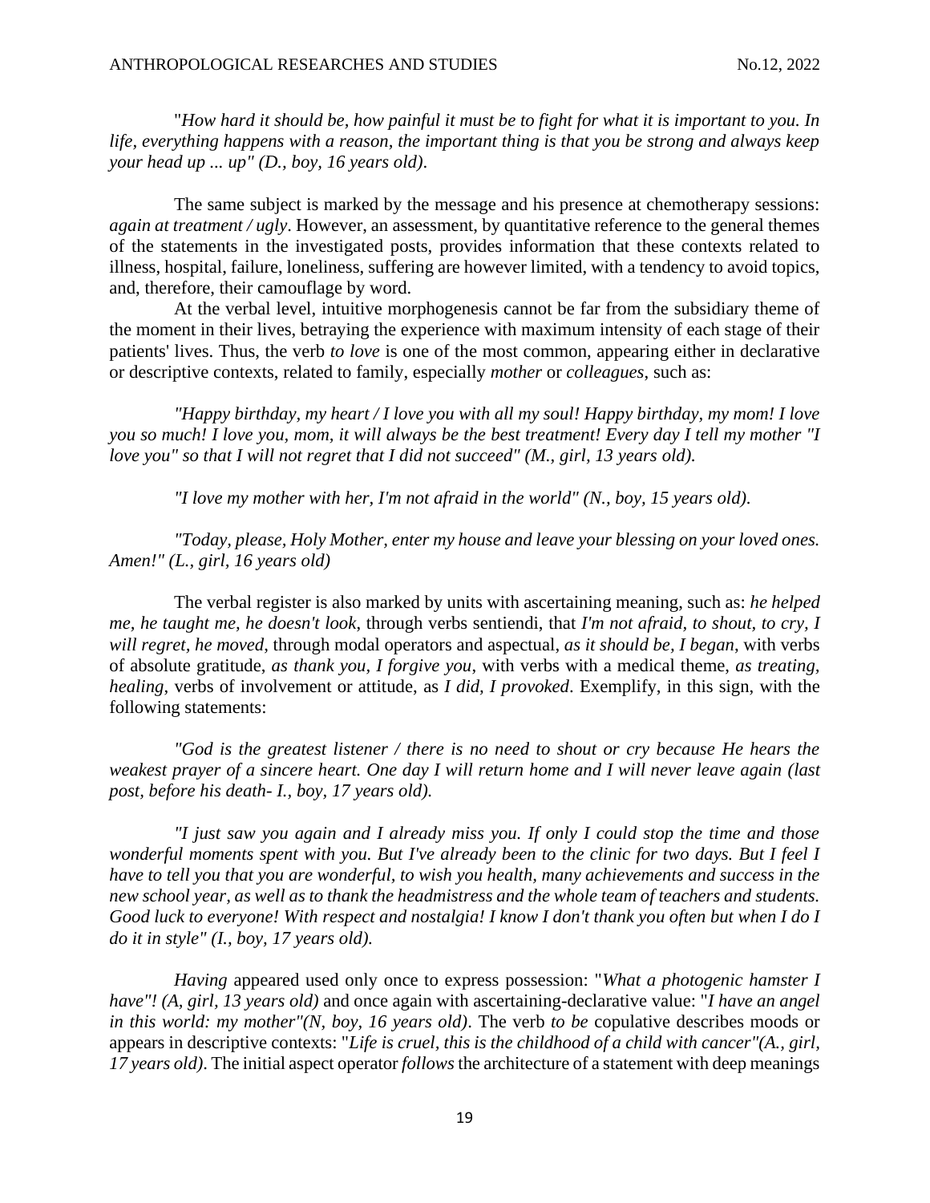"*How hard it should be, how painful it must be to fight for what it is important to you. In life, everything happens with a reason, the important thing is that you be strong and always keep your head up ... up" (D., boy, 16 years old)*.

The same subject is marked by the message and his presence at chemotherapy sessions: *again at treatment / ugly*. However, an assessment, by quantitative reference to the general themes of the statements in the investigated posts, provides information that these contexts related to illness, hospital, failure, loneliness, suffering are however limited, with a tendency to avoid topics, and, therefore, their camouflage by word.

At the verbal level, intuitive morphogenesis cannot be far from the subsidiary theme of the moment in their lives, betraying the experience with maximum intensity of each stage of their patients' lives. Thus, the verb *to love* is one of the most common, appearing either in declarative or descriptive contexts, related to family, especially *mother* or *colleagues*, such as:

*"Happy birthday, my heart / I love you with all my soul! Happy birthday, my mom! I love you so much! I love you, mom, it will always be the best treatment! Every day I tell my mother "I love you" so that I will not regret that I did not succeed" (M., girl, 13 years old).*

*"I love my mother with her, I'm not afraid in the world" (N., boy, 15 years old).*

*"Today, please, Holy Mother, enter my house and leave your blessing on your loved ones. Amen!" (L., girl, 16 years old)*

The verbal register is also marked by units with ascertaining meaning, such as: *he helped me, he taught me, he doesn't look*, through verbs sentiendi, that *I'm not afraid, to shout, to cry, I will regret, he moved*, through modal operators and aspectual, *as it should be, I began*, with verbs of absolute gratitude, *as thank you, I forgive you*, with verbs with a medical theme, *as treating, healing*, verbs of involvement or attitude, as *I did, I provoked*. Exemplify, in this sign, with the following statements:

*"God is the greatest listener / there is no need to shout or cry because He hears the weakest prayer of a sincere heart. One day I will return home and I will never leave again (last post, before his death- I., boy, 17 years old).*

*"I just saw you again and I already miss you. If only I could stop the time and those wonderful moments spent with you. But I've already been to the clinic for two days. But I feel I have to tell you that you are wonderful, to wish you health, many achievements and success in the new school year, as well as to thank the headmistress and the whole team of teachers and students. Good luck to everyone! With respect and nostalgia! I know I don't thank you often but when I do I do it in style" (I., boy, 17 years old).*

*Having* appeared used only once to express possession: "*What a photogenic hamster I have"! (A, girl, 13 years old)* and once again with ascertaining-declarative value: "*I have an angel in this world: my mother"(N, boy, 16 years old)*. The verb *to be* copulative describes moods or appears in descriptive contexts: "*Life is cruel, this is the childhood of a child with cancer"(A., girl, 17 years old)*. The initial aspect operator *follows* the architecture of a statement with deep meanings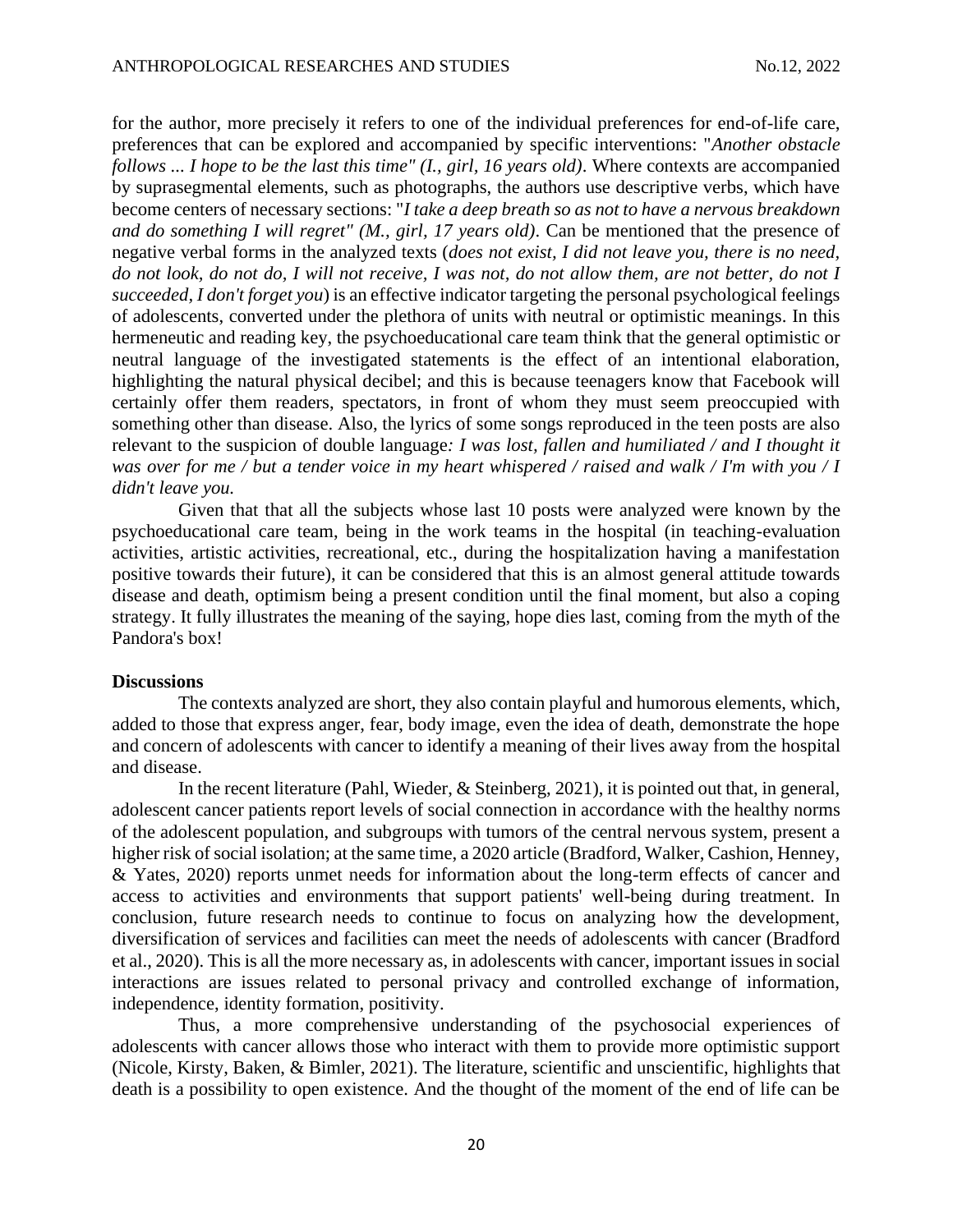for the author, more precisely it refers to one of the individual preferences for end-of-life care, preferences that can be explored and accompanied by specific interventions: "*Another obstacle follows ... I hope to be the last this time" (I., girl, 16 years old)*. Where contexts are accompanied by suprasegmental elements, such as photographs, the authors use descriptive verbs, which have become centers of necessary sections: "*I take a deep breath so as not to have a nervous breakdown and do something I will regret" (M., girl, 17 years old)*. Can be mentioned that the presence of negative verbal forms in the analyzed texts (*does not exist, I did not leave you, there is no need, do not look, do not do, I will not receive, I was not, do not allow them, are not better, do not I succeeded, I don't forget you*) is an effective indicator targeting the personal psychological feelings of adolescents, converted under the plethora of units with neutral or optimistic meanings. In this hermeneutic and reading key, the psychoeducational care team think that the general optimistic or neutral language of the investigated statements is the effect of an intentional elaboration, highlighting the natural physical decibel; and this is because teenagers know that Facebook will certainly offer them readers, spectators, in front of whom they must seem preoccupied with something other than disease. Also, the lyrics of some songs reproduced in the teen posts are also relevant to the suspicion of double language*: I was lost, fallen and humiliated / and I thought it was over for me / but a tender voice in my heart whispered / raised and walk / I'm with you / I didn't leave you.*

Given that that all the subjects whose last 10 posts were analyzed were known by the psychoeducational care team, being in the work teams in the hospital (in teaching-evaluation activities, artistic activities, recreational, etc., during the hospitalization having a manifestation positive towards their future), it can be considered that this is an almost general attitude towards disease and death, optimism being a present condition until the final moment, but also a coping strategy. It fully illustrates the meaning of the saying, hope dies last, coming from the myth of the Pandora's box!

**Discussions**

The contexts analyzed are short, they also contain playful and humorous elements, which, added to those that express anger, fear, body image, even the idea of death, demonstrate the hope and concern of adolescents with cancer to identify a meaning of their lives away from the hospital and disease.

In the recent literature (Pahl, Wieder, & Steinberg, 2021), it is pointed out that, in general, adolescent cancer patients report levels of social connection in accordance with the healthy norms of the adolescent population, and subgroups with tumors of the central nervous system, present a higher risk of social isolation; at the same time, a 2020 article (Bradford, Walker, Cashion, Henney, & Yates, 2020) reports unmet needs for information about the long-term effects of cancer and access to activities and environments that support patients' well-being during treatment. In conclusion, future research needs to continue to focus on analyzing how the development, diversification of services and facilities can meet the needs of adolescents with cancer (Bradford et al., 2020). This is all the more necessary as, in adolescents with cancer, important issues in social interactions are issues related to personal privacy and controlled exchange of information, independence, identity formation, positivity.

Thus, a more comprehensive understanding of the psychosocial experiences of adolescents with cancer allows those who interact with them to provide more optimistic support (Nicole, Kirsty, Baken, & Bimler, 2021). The literature, scientific and unscientific, highlights that death is a possibility to open existence. And the thought of the moment of the end of life can be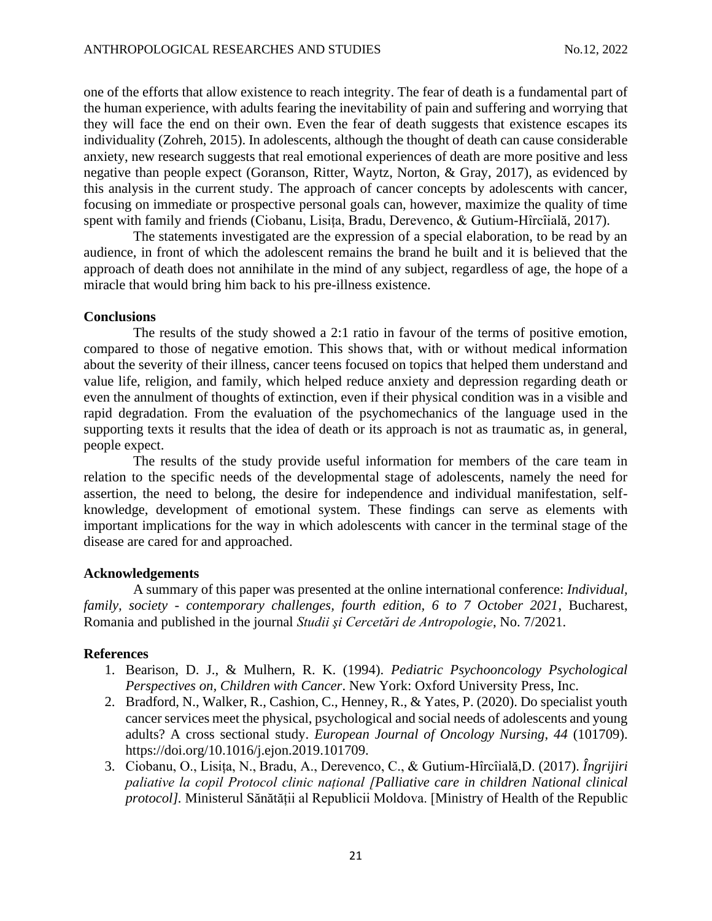one of the efforts that allow existence to reach integrity. The fear of death is a fundamental part of the human experience, with adults fearing the inevitability of pain and suffering and worrying that they will face the end on their own. Even the fear of death suggests that existence escapes its individuality (Zohreh, 2015). In adolescents, although the thought of death can cause considerable anxiety, new research suggests that real emotional experiences of death are more positive and less negative than people expect (Goranson, Ritter, Waytz, Norton, & Gray, 2017), as evidenced by this analysis in the current study. The approach of cancer concepts by adolescents with cancer, focusing on immediate or prospective personal goals can, however, maximize the quality of time spent with family and friends (Ciobanu, Lisița, Bradu, Derevenco, & Gutium-Hîrcîială, 2017).

The statements investigated are the expression of a special elaboration, to be read by an audience, in front of which the adolescent remains the brand he built and it is believed that the approach of death does not annihilate in the mind of any subject, regardless of age, the hope of a miracle that would bring him back to his pre-illness existence.

**Conclusions**

The results of the study showed a 2:1 ratio in favour of the terms of positive emotion, compared to those of negative emotion. This shows that, with or without medical information about the severity of their illness, cancer teens focused on topics that helped them understand and value life, religion, and family, which helped reduce anxiety and depression regarding death or even the annulment of thoughts of extinction, even if their physical condition was in a visible and rapid degradation. From the evaluation of the psychomechanics of the language used in the supporting texts it results that the idea of death or its approach is not as traumatic as, in general, people expect.

The results of the study provide useful information for members of the care team in relation to the specific needs of the developmental stage of adolescents, namely the need for assertion, the need to belong, the desire for independence and individual manifestation, self-knowledge, development of emotional system. These findings can serve as elements with important implications for the way in which adolescents with cancer in the terminal stage of the disease are cared for and approached.

**Acknowledgements**

A summary of this paper was presented at the online international conference: *Individual, family, society - contemporary challenges, fourth edition, 6 to 7 October 2021*, Bucharest, Romania and published in the journal *Studii şi Cercetări de Antropologie*, No. 7/2021.

**References**

1. Bearison, D. J., & Mulhern, R. K. (1994). *Pediatric Psychooncology Psychological Perspectives on, Children with Cancer*. New York: Oxford University Press, Inc.
2. Bradford, N., Walker, R., Cashion, C., Henney, R., & Yates, P. (2020). Do specialist youth cancer services meet the physical, psychological and social needs of adolescents and young adults? A cross sectional study. *European Journal of Oncology Nursing*, *44* (101709). https://doi.org/10.1016/j.ejon.2019.101709.
3. Ciobanu, O., Lisița, N., Bradu, A., Derevenco, C., & Gutium-Hîrcîială,D. (2017). *Îngrijiri paliative la copil Protocol clinic național [Palliative care in children National clinical protocol]*. Ministerul Sănătății al Republicii Moldova. [Ministry of Health of the Republic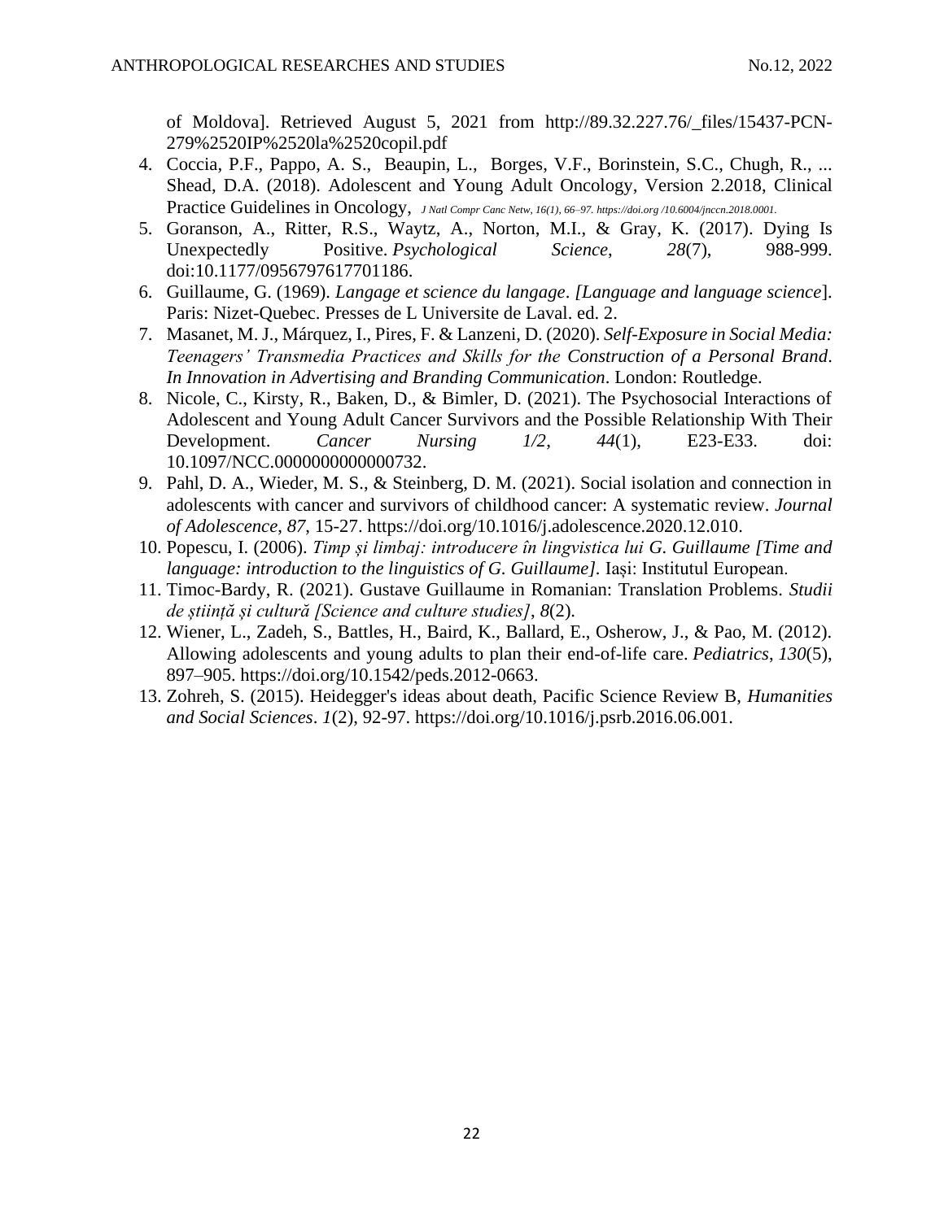of Moldova]. Retrieved August 5, 2021 from http://89.32.227.76/_files/15437-PCN-279%2520IP%2520la%2520copil.pdf

4. Coccia, P.F., Pappo, A. S., Beaupin, L., Borges, V.F., Borinstein, S.C., Chugh, R., ... Shead, D.A. (2018). Adolescent and Young Adult Oncology, Version 2.2018, Clinical Practice Guidelines in Oncology, *J Natl Compr Canc Netw, 16(1), 66–97. https://doi.org /10.6004/jnccn.2018.0001.*
5. Goranson, A., Ritter, R.S., Waytz, A., Norton, M.I., & Gray, K. (2017). Dying Is Unexpectedly Positive. *Psychological Science*, *28*(7), 988-999. doi:10.1177/0956797617701186.
6. Guillaume, G. (1969). *Langage et science du langage*. *[Language and language science*]. Paris: Nizet-Quebec. Presses de L Universite de Laval. ed. 2.
7. Masanet, M. J., Márquez, I., Pires, F. & Lanzeni, D. (2020). *Self-Exposure in Social Media: Teenagers' Transmedia Practices and Skills for the Construction of a Personal Brand*. *In Innovation in Advertising and Branding Communication*. London: Routledge.
8. Nicole, C., Kirsty, R., Baken, D., & Bimler, D. (2021). The Psychosocial Interactions of Adolescent and Young Adult Cancer Survivors and the Possible Relationship With Their Development. *Cancer Nursing 1/2*, *44*(1), E23-E33. doi: 10.1097/NCC.0000000000000732.
9. Pahl, D. A., Wieder, M. S., & Steinberg, D. M. (2021). Social isolation and connection in adolescents with cancer and survivors of childhood cancer: A systematic review. *Journal of Adolescence*, *87*, 15-27. https://doi.org/10.1016/j.adolescence.2020.12.010.
10. Popescu, I. (2006). *Timp și limbaj: introducere în lingvistica lui G. Guillaume [Time and language: introduction to the linguistics of G. Guillaume]*. Iași: Institutul European.
11. Timoc-Bardy, R. (2021). Gustave Guillaume in Romanian: Translation Problems. *Studii de știință și cultură [Science and culture studies]*, *8*(2).
12. Wiener, L., Zadeh, S., Battles, H., Baird, K., Ballard, E., Osherow, J., & Pao, M. (2012). Allowing adolescents and young adults to plan their end-of-life care. *Pediatrics*, *130*(5), 897–905. https://doi.org/10.1542/peds.2012-0663.
13. Zohreh, S. (2015). Heidegger's ideas about death, Pacific Science Review B, *Humanities and Social Sciences*. *1*(2), 92-97. https://doi.org/10.1016/j.psrb.2016.06.001.